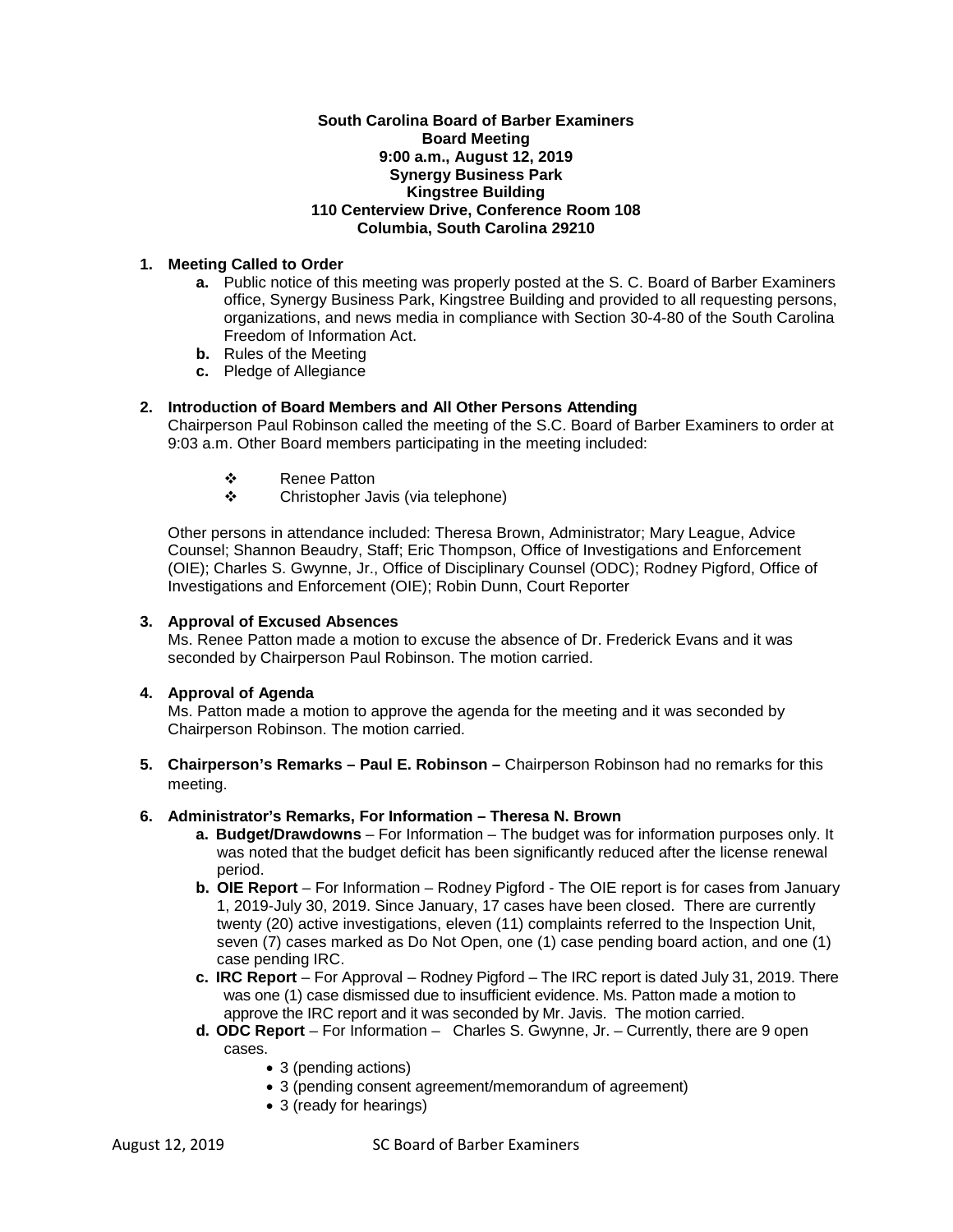**South Carolina Board of Barber Examiners**
**Board Meeting**
**9:00 a.m., August 12, 2019**
**Synergy Business Park**
**Kingstree Building**
**110 Centerview Drive, Conference Room 108**
**Columbia, South Carolina 29210**

1. **Meeting Called to Order**
   - **a.** Public notice of this meeting was properly posted at the S. C. Board of Barber Examiners office, Synergy Business Park, Kingstree Building and provided to all requesting persons, organizations, and news media in compliance with Section 30-4-80 of the South Carolina Freedom of Information Act.
   - **b.** Rules of the Meeting
   - **c.** Pledge of Allegiance

2. **Introduction of Board Members and All Other Persons Attending**
   Chairperson Paul Robinson called the meeting of the S.C. Board of Barber Examiners to order at 9:03 a.m. Other Board members participating in the meeting included:

   - Renee Patton
   - Christopher Javis (via telephone)

   Other persons in attendance included: Theresa Brown, Administrator; Mary League, Advice Counsel; Shannon Beaudry, Staff; Eric Thompson, Office of Investigations and Enforcement (OIE); Charles S. Gwynne, Jr., Office of Disciplinary Counsel (ODC); Rodney Pigford, Office of Investigations and Enforcement (OIE); Robin Dunn, Court Reporter

3. **Approval of Excused Absences**
   Ms. Renee Patton made a motion to excuse the absence of Dr. Frederick Evans and it was seconded by Chairperson Paul Robinson. The motion carried.

4. **Approval of Agenda**
   Ms. Patton made a motion to approve the agenda for the meeting and it was seconded by Chairperson Robinson. The motion carried.

5. **Chairperson's Remarks – Paul E. Robinson –** Chairperson Robinson had no remarks for this meeting.

6. **Administrator's Remarks, For Information – Theresa N. Brown**
   - **a. Budget/Drawdowns** – For Information – The budget was for information purposes only. It was noted that the budget deficit has been significantly reduced after the license renewal period.
   - **b. OIE Report** – For Information – Rodney Pigford - The OIE report is for cases from January 1, 2019-July 30, 2019. Since January, 17 cases have been closed. There are currently twenty (20) active investigations, eleven (11) complaints referred to the Inspection Unit, seven (7) cases marked as Do Not Open, one (1) case pending board action, and one (1) case pending IRC.
   - **c. IRC Report** – For Approval – Rodney Pigford – The IRC report is dated July 31, 2019. There was one (1) case dismissed due to insufficient evidence. Ms. Patton made a motion to approve the IRC report and it was seconded by Mr. Javis. The motion carried.
   - **d. ODC Report** – For Information – Charles S. Gwynne, Jr. – Currently, there are 9 open cases.
     - 3 (pending actions)
     - 3 (pending consent agreement/memorandum of agreement)
     - 3 (ready for hearings)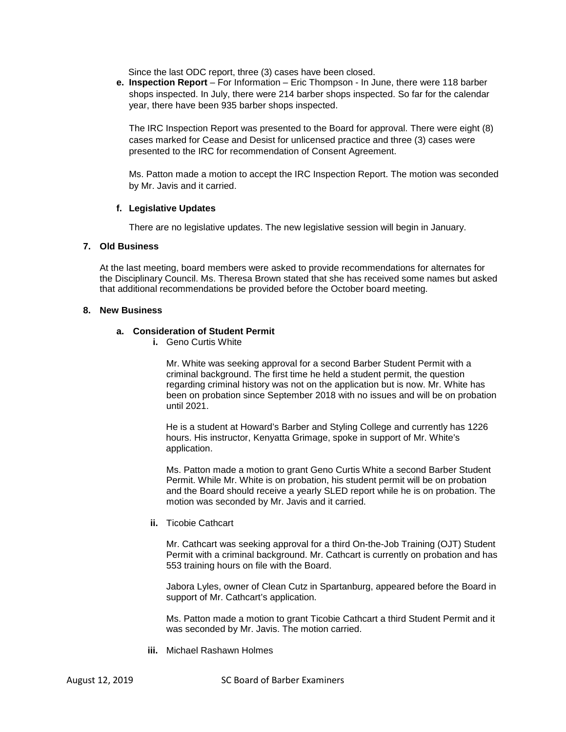Since the last ODC report, three (3) cases have been closed.

e. **Inspection Report** – For Information – Eric Thompson - In June, there were 118 barber shops inspected. In July, there were 214 barber shops inspected. So far for the calendar year, there have been 935 barber shops inspected.

   The IRC Inspection Report was presented to the Board for approval. There were eight (8) cases marked for Cease and Desist for unlicensed practice and three (3) cases were presented to the IRC for recommendation of Consent Agreement.

   Ms. Patton made a motion to accept the IRC Inspection Report. The motion was seconded by Mr. Javis and it carried.

f. **Legislative Updates**

   There are no legislative updates. The new legislative session will begin in January.

**7. Old Business**

At the last meeting, board members were asked to provide recommendations for alternates for the Disciplinary Council. Ms. Theresa Brown stated that she has received some names but asked that additional recommendations be provided before the October board meeting.

**8. New Business**

a. **Consideration of Student Permit**

   **i.** Geno Curtis White

   Mr. White was seeking approval for a second Barber Student Permit with a criminal background. The first time he held a student permit, the question regarding criminal history was not on the application but is now. Mr. White has been on probation since September 2018 with no issues and will be on probation until 2021.

   He is a student at Howard's Barber and Styling College and currently has 1226 hours. His instructor, Kenyatta Grimage, spoke in support of Mr. White's application.

   Ms. Patton made a motion to grant Geno Curtis White a second Barber Student Permit. While Mr. White is on probation, his student permit will be on probation and the Board should receive a yearly SLED report while he is on probation. The motion was seconded by Mr. Javis and it carried.

   **ii.** Ticobie Cathcart

   Mr. Cathcart was seeking approval for a third On-the-Job Training (OJT) Student Permit with a criminal background. Mr. Cathcart is currently on probation and has 553 training hours on file with the Board.

   Jabora Lyles, owner of Clean Cutz in Spartanburg, appeared before the Board in support of Mr. Cathcart's application.

   Ms. Patton made a motion to grant Ticobie Cathcart a third Student Permit and it was seconded by Mr. Javis. The motion carried.

   **iii.** Michael Rashawn Holmes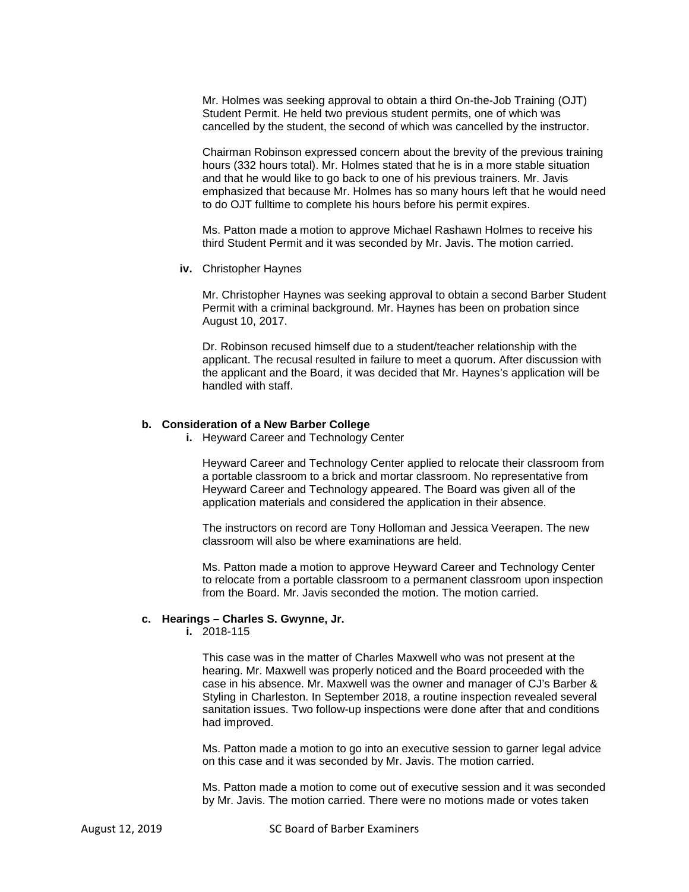Mr. Holmes was seeking approval to obtain a third On-the-Job Training (OJT) Student Permit. He held two previous student permits, one of which was cancelled by the student, the second of which was cancelled by the instructor.

Chairman Robinson expressed concern about the brevity of the previous training hours (332 hours total). Mr. Holmes stated that he is in a more stable situation and that he would like to go back to one of his previous trainers. Mr. Javis emphasized that because Mr. Holmes has so many hours left that he would need to do OJT fulltime to complete his hours before his permit expires.

Ms. Patton made a motion to approve Michael Rashawn Holmes to receive his third Student Permit and it was seconded by Mr. Javis. The motion carried.

**iv.** Christopher Haynes

Mr. Christopher Haynes was seeking approval to obtain a second Barber Student Permit with a criminal background. Mr. Haynes has been on probation since August 10, 2017.

Dr. Robinson recused himself due to a student/teacher relationship with the applicant. The recusal resulted in failure to meet a quorum. After discussion with the applicant and the Board, it was decided that Mr. Haynes's application will be handled with staff.

**b. Consideration of a New Barber College**

**i.** Heyward Career and Technology Center

Heyward Career and Technology Center applied to relocate their classroom from a portable classroom to a brick and mortar classroom. No representative from Heyward Career and Technology appeared. The Board was given all of the application materials and considered the application in their absence.

The instructors on record are Tony Holloman and Jessica Veerapen. The new classroom will also be where examinations are held.

Ms. Patton made a motion to approve Heyward Career and Technology Center to relocate from a portable classroom to a permanent classroom upon inspection from the Board. Mr. Javis seconded the motion. The motion carried.

**c. Hearings – Charles S. Gwynne, Jr.**

**i.** 2018-115

This case was in the matter of Charles Maxwell who was not present at the hearing. Mr. Maxwell was properly noticed and the Board proceeded with the case in his absence. Mr. Maxwell was the owner and manager of CJ's Barber & Styling in Charleston. In September 2018, a routine inspection revealed several sanitation issues. Two follow-up inspections were done after that and conditions had improved.

Ms. Patton made a motion to go into an executive session to garner legal advice on this case and it was seconded by Mr. Javis. The motion carried.

Ms. Patton made a motion to come out of executive session and it was seconded by Mr. Javis. The motion carried. There were no motions made or votes taken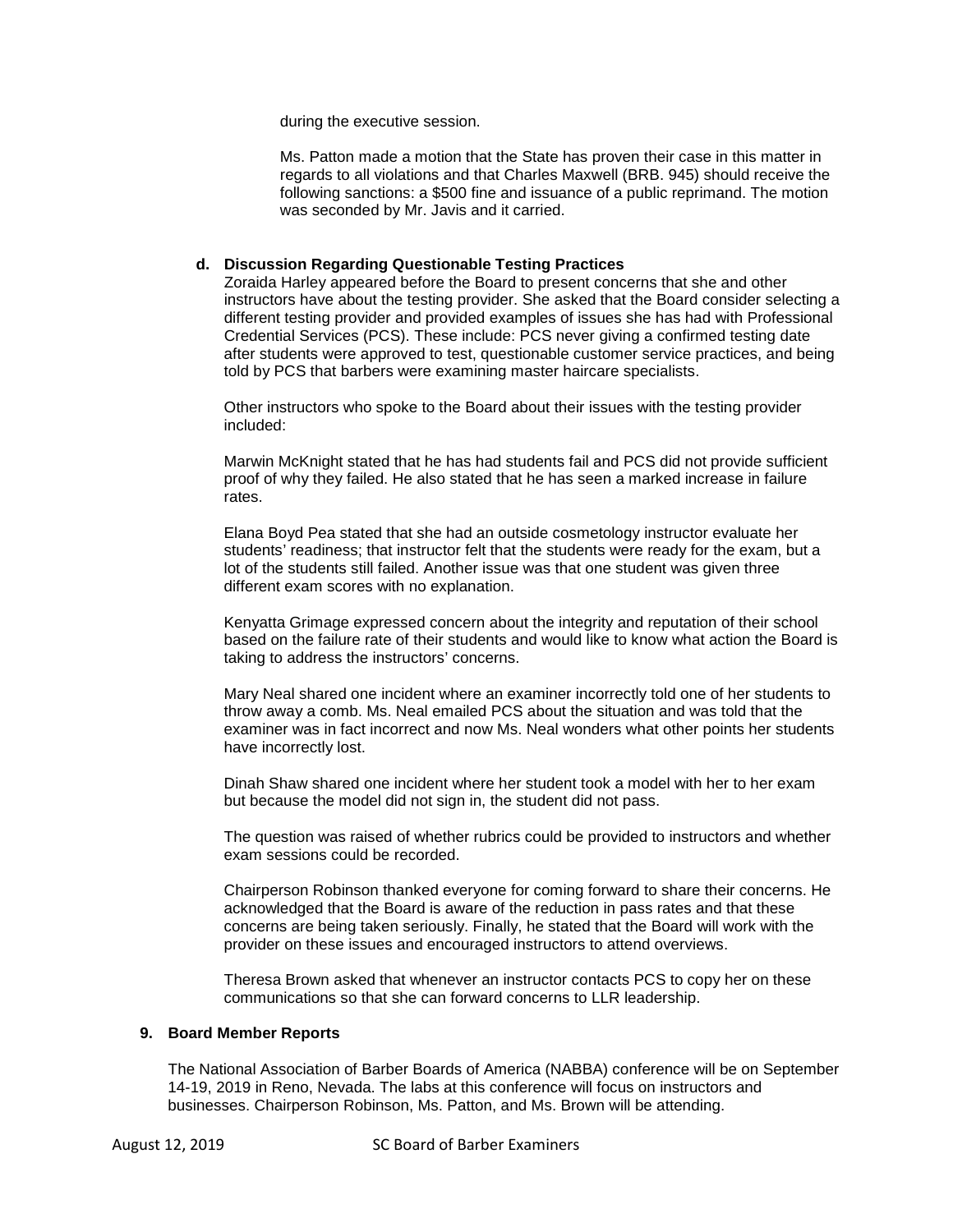during the executive session.

Ms. Patton made a motion that the State has proven their case in this matter in regards to all violations and that Charles Maxwell (BRB. 945) should receive the following sanctions: a $500 fine and issuance of a public reprimand. The motion was seconded by Mr. Javis and it carried.

**d. Discussion Regarding Questionable Testing Practices**

Zoraida Harley appeared before the Board to present concerns that she and other instructors have about the testing provider. She asked that the Board consider selecting a different testing provider and provided examples of issues she has had with Professional Credential Services (PCS). These include: PCS never giving a confirmed testing date after students were approved to test, questionable customer service practices, and being told by PCS that barbers were examining master haircare specialists.

Other instructors who spoke to the Board about their issues with the testing provider included:

Marwin McKnight stated that he has had students fail and PCS did not provide sufficient proof of why they failed. He also stated that he has seen a marked increase in failure rates.

Elana Boyd Pea stated that she had an outside cosmetology instructor evaluate her students' readiness; that instructor felt that the students were ready for the exam, but a lot of the students still failed. Another issue was that one student was given three different exam scores with no explanation.

Kenyatta Grimage expressed concern about the integrity and reputation of their school based on the failure rate of their students and would like to know what action the Board is taking to address the instructors' concerns.

Mary Neal shared one incident where an examiner incorrectly told one of her students to throw away a comb. Ms. Neal emailed PCS about the situation and was told that the examiner was in fact incorrect and now Ms. Neal wonders what other points her students have incorrectly lost.

Dinah Shaw shared one incident where her student took a model with her to her exam but because the model did not sign in, the student did not pass.

The question was raised of whether rubrics could be provided to instructors and whether exam sessions could be recorded.

Chairperson Robinson thanked everyone for coming forward to share their concerns. He acknowledged that the Board is aware of the reduction in pass rates and that these concerns are being taken seriously. Finally, he stated that the Board will work with the provider on these issues and encouraged instructors to attend overviews.

Theresa Brown asked that whenever an instructor contacts PCS to copy her on these communications so that she can forward concerns to LLR leadership.

**9. Board Member Reports**

The National Association of Barber Boards of America (NABBA) conference will be on September 14-19, 2019 in Reno, Nevada. The labs at this conference will focus on instructors and businesses. Chairperson Robinson, Ms. Patton, and Ms. Brown will be attending.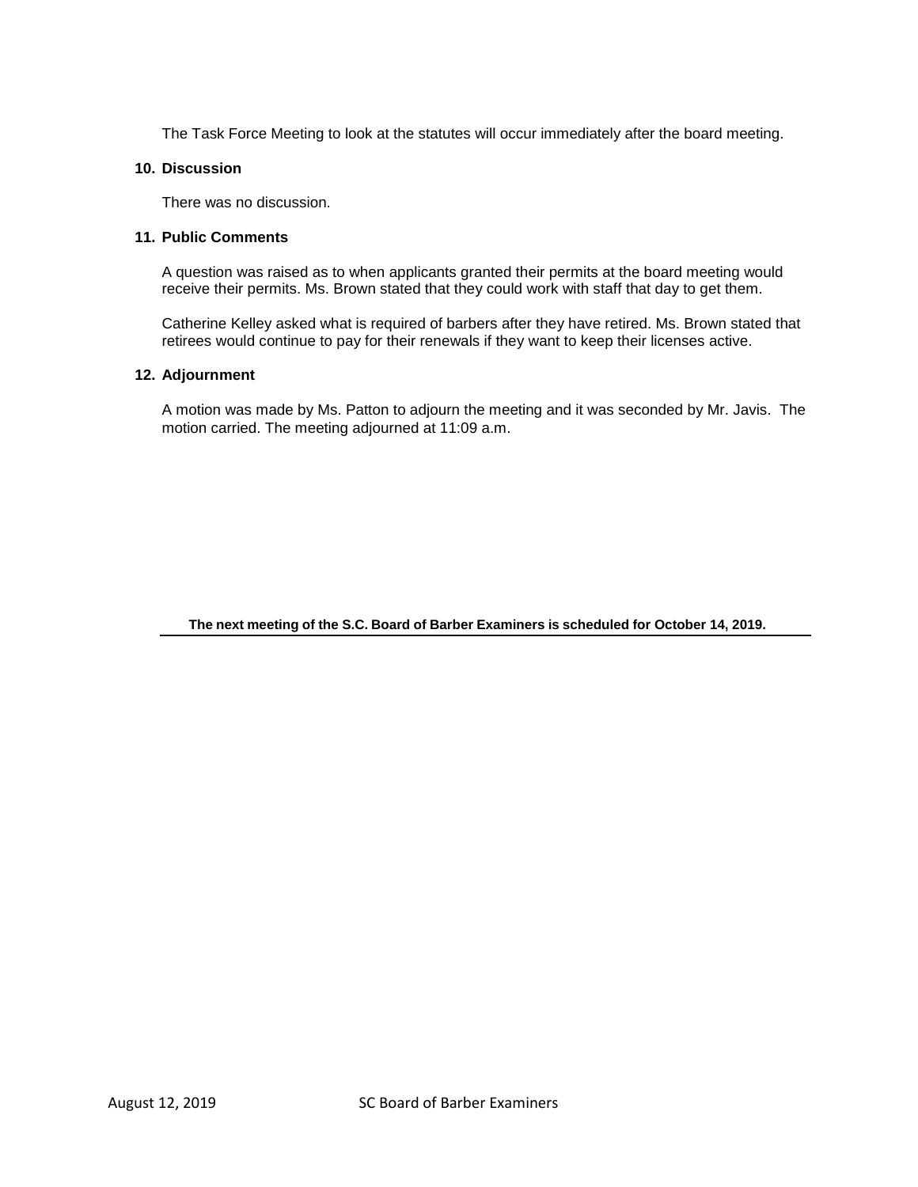The Task Force Meeting to look at the statutes will occur immediately after the board meeting.

**10. Discussion**

There was no discussion.

**11. Public Comments**

A question was raised as to when applicants granted their permits at the board meeting would receive their permits. Ms. Brown stated that they could work with staff that day to get them.

Catherine Kelley asked what is required of barbers after they have retired. Ms. Brown stated that retirees would continue to pay for their renewals if they want to keep their licenses active.

**12. Adjournment**

A motion was made by Ms. Patton to adjourn the meeting and it was seconded by Mr. Javis. The motion carried. The meeting adjourned at 11:09 a.m.

**The next meeting of the S.C. Board of Barber Examiners is scheduled for October 14, 2019.**